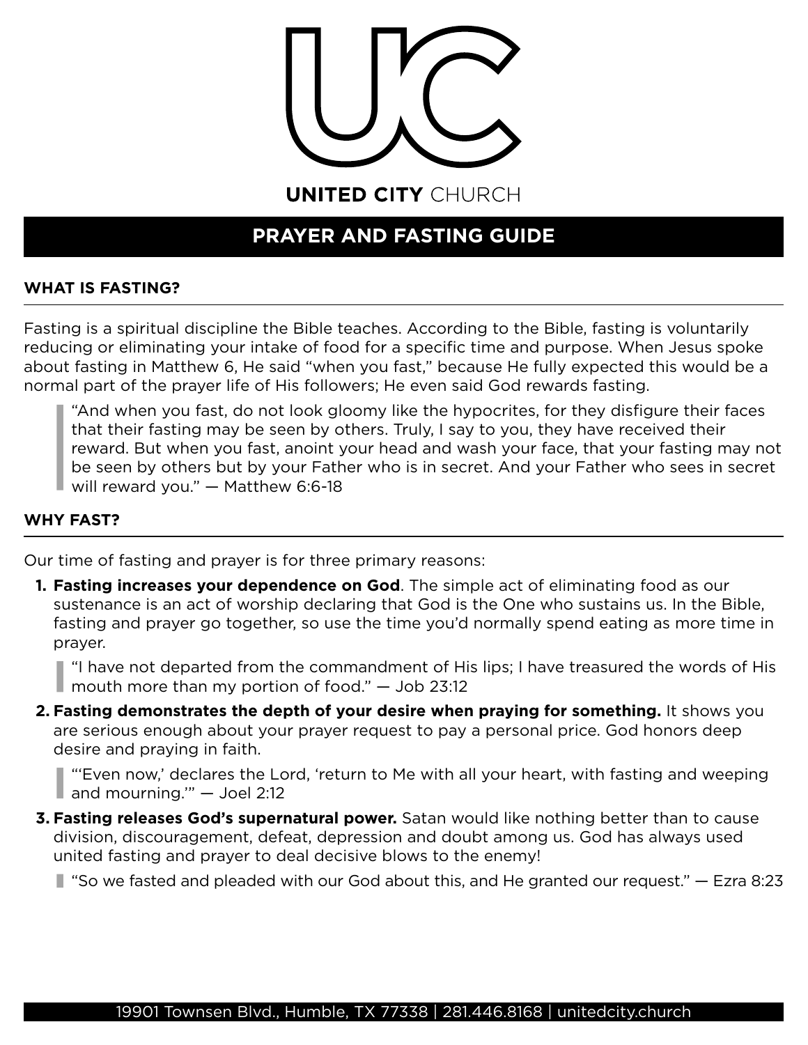# UNITED CITY CHURCH

## PRAYER AND FASTING GUIDE

### WHAT IS FASTING?

Fasting is a spiritual discipline the Bible teaches. According to the Bible, fasting is voluntarily reducing or eliminating your intake of food for a specific time and purpose. When Jesus spoke about fasting in Matthew 6, He said "when you fast," because He fully expected this would be a normal part of the prayer life of His followers; He even said God rewards fasting.

> "And when you fast, do not look gloomy like the hypocrites, for they disfigure their faces that their fasting may be seen by others. Truly, I say to you, they have received their reward. But when you fast, anoint your head and wash your face, that your fasting may not be seen by others but by your Father who is in secret. And your Father who sees in secret will reward you." — Matthew 6:6-18

### WHY FAST?

Our time of fasting and prayer is for three primary reasons:

1. **Fasting increases your dependence on God**. The simple act of eliminating food as our sustenance is an act of worship declaring that God is the One who sustains us. In the Bible, fasting and prayer go together, so use the time you'd normally spend eating as more time in prayer.

   > "I have not departed from the commandment of His lips; I have treasured the words of His mouth more than my portion of food." — Job 23:12

2. **Fasting demonstrates the depth of your desire when praying for something.** It shows you are serious enough about your prayer request to pay a personal price. God honors deep desire and praying in faith.

   > "'Even now,' declares the Lord, 'return to Me with all your heart, with fasting and weeping and mourning.'" — Joel 2:12

3. **Fasting releases God's supernatural power.** Satan would like nothing better than to cause division, discouragement, defeat, depression and doubt among us. God has always used united fasting and prayer to deal decisive blows to the enemy!

   > "So we fasted and pleaded with our God about this, and He granted our request." — Ezra 8:23

19901 Townsen Blvd., Humble, TX 77338 | 281.446.8168 | unitedcity.church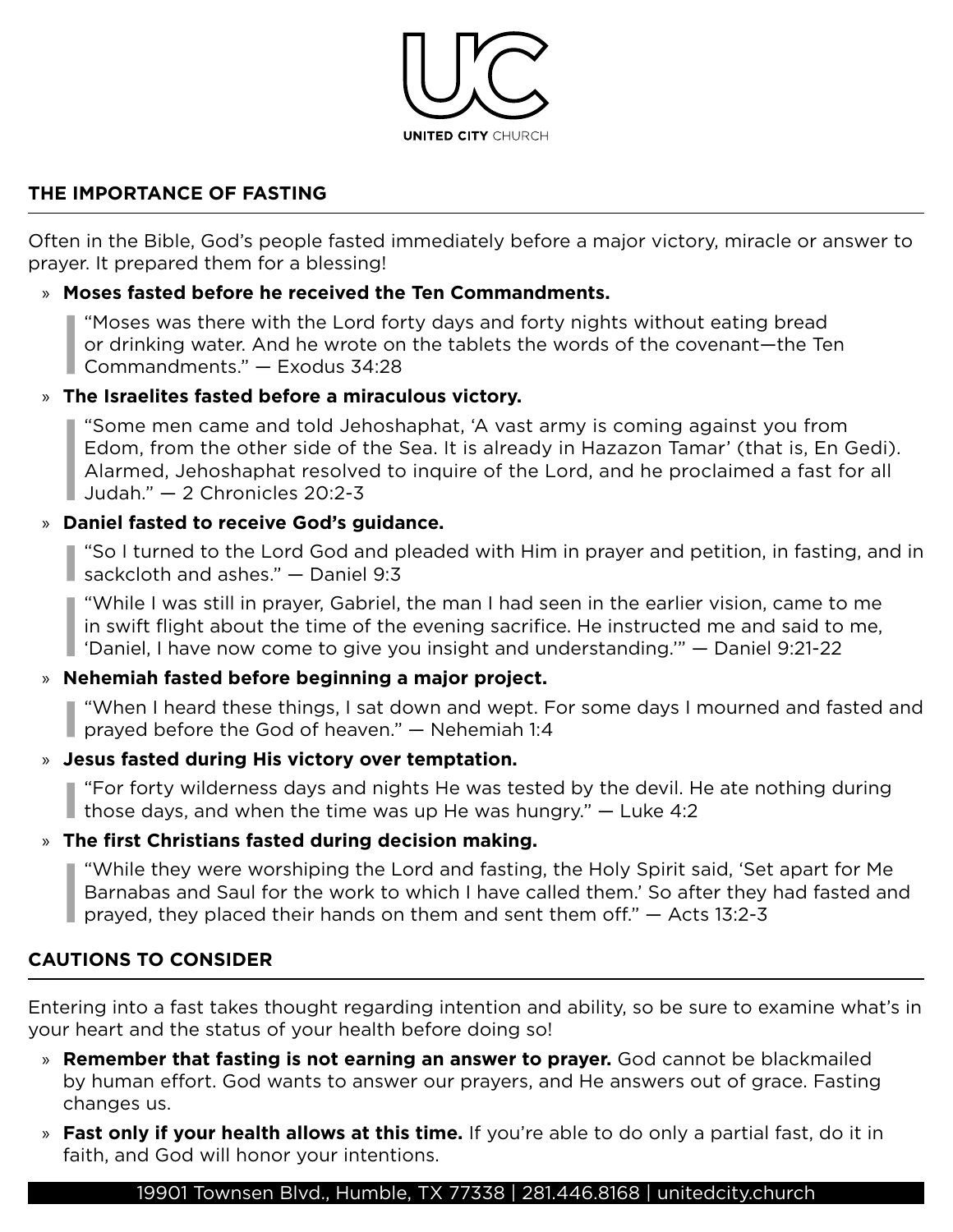UNITED CITY CHURCH

## THE IMPORTANCE OF FASTING

Often in the Bible, God's people fasted immediately before a major victory, miracle or answer to prayer. It prepared them for a blessing!

- **Moses fasted before he received the Ten Commandments.**

  > "Moses was there with the Lord forty days and forty nights without eating bread or drinking water. And he wrote on the tablets the words of the covenant—the Ten Commandments." — Exodus 34:28

- **The Israelites fasted before a miraculous victory.**

  > "Some men came and told Jehoshaphat, 'A vast army is coming against you from Edom, from the other side of the Sea. It is already in Hazazon Tamar' (that is, En Gedi). Alarmed, Jehoshaphat resolved to inquire of the Lord, and he proclaimed a fast for all Judah." — 2 Chronicles 20:2-3

- **Daniel fasted to receive God's guidance.**

  > "So I turned to the Lord God and pleaded with Him in prayer and petition, in fasting, and in sackcloth and ashes." — Daniel 9:3

  > "While I was still in prayer, Gabriel, the man I had seen in the earlier vision, came to me in swift flight about the time of the evening sacrifice. He instructed me and said to me, 'Daniel, I have now come to give you insight and understanding.'" — Daniel 9:21-22

- **Nehemiah fasted before beginning a major project.**

  > "When I heard these things, I sat down and wept. For some days I mourned and fasted and prayed before the God of heaven." — Nehemiah 1:4

- **Jesus fasted during His victory over temptation.**

  > "For forty wilderness days and nights He was tested by the devil. He ate nothing during those days, and when the time was up He was hungry." — Luke 4:2

- **The first Christians fasted during decision making.**

  > "While they were worshiping the Lord and fasting, the Holy Spirit said, 'Set apart for Me Barnabas and Saul for the work to which I have called them.' So after they had fasted and prayed, they placed their hands on them and sent them off." — Acts 13:2-3

## CAUTIONS TO CONSIDER

Entering into a fast takes thought regarding intention and ability, so be sure to examine what's in your heart and the status of your health before doing so!

- **Remember that fasting is not earning an answer to prayer.** God cannot be blackmailed by human effort. God wants to answer our prayers, and He answers out of grace. Fasting changes us.
- **Fast only if your health allows at this time.** If you're able to do only a partial fast, do it in faith, and God will honor your intentions.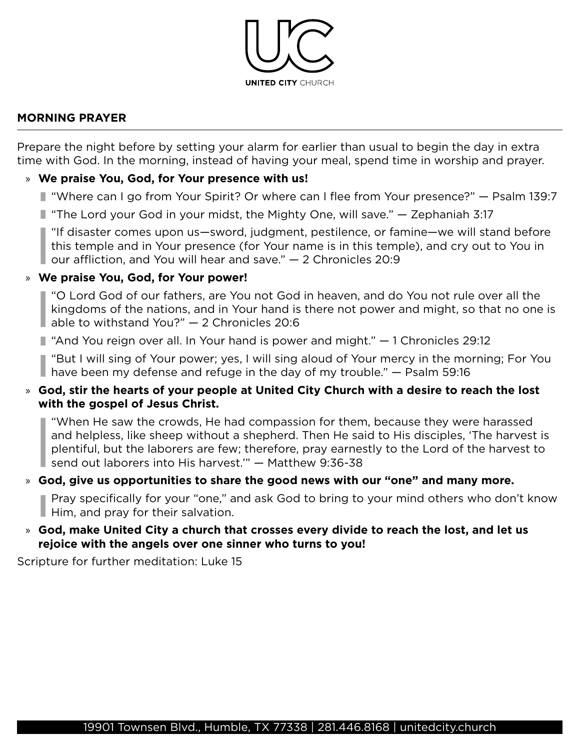UNITED CITY CHURCH

## MORNING PRAYER

Prepare the night before by setting your alarm for earlier than usual to begin the day in extra time with God. In the morning, instead of having your meal, spend time in worship and prayer.

- **We praise You, God, for Your presence with us!**

  > "Where can I go from Your Spirit? Or where can I flee from Your presence?" — Psalm 139:7

  > "The Lord your God in your midst, the Mighty One, will save." — Zephaniah 3:17

  > "If disaster comes upon us—sword, judgment, pestilence, or famine—we will stand before this temple and in Your presence (for Your name is in this temple), and cry out to You in our affliction, and You will hear and save." — 2 Chronicles 20:9

- **We praise You, God, for Your power!**

  > "O Lord God of our fathers, are You not God in heaven, and do You not rule over all the kingdoms of the nations, and in Your hand is there not power and might, so that no one is able to withstand You?" — 2 Chronicles 20:6

  > "And You reign over all. In Your hand is power and might." — 1 Chronicles 29:12

  > "But I will sing of Your power; yes, I will sing aloud of Your mercy in the morning; For You have been my defense and refuge in the day of my trouble." — Psalm 59:16

- **God, stir the hearts of your people at United City Church with a desire to reach the lost with the gospel of Jesus Christ.**

  > "When He saw the crowds, He had compassion for them, because they were harassed and helpless, like sheep without a shepherd. Then He said to His disciples, 'The harvest is plentiful, but the laborers are few; therefore, pray earnestly to the Lord of the harvest to send out laborers into His harvest.'" — Matthew 9:36-38

- **God, give us opportunities to share the good news with our "one" and many more.**

  > Pray specifically for your "one," and ask God to bring to your mind others who don't know Him, and pray for their salvation.

- **God, make United City a church that crosses every divide to reach the lost, and let us rejoice with the angels over one sinner who turns to you!**

Scripture for further meditation: Luke 15

19901 Townsen Blvd., Humble, TX 77338 | 281.446.8168 | unitedcity.church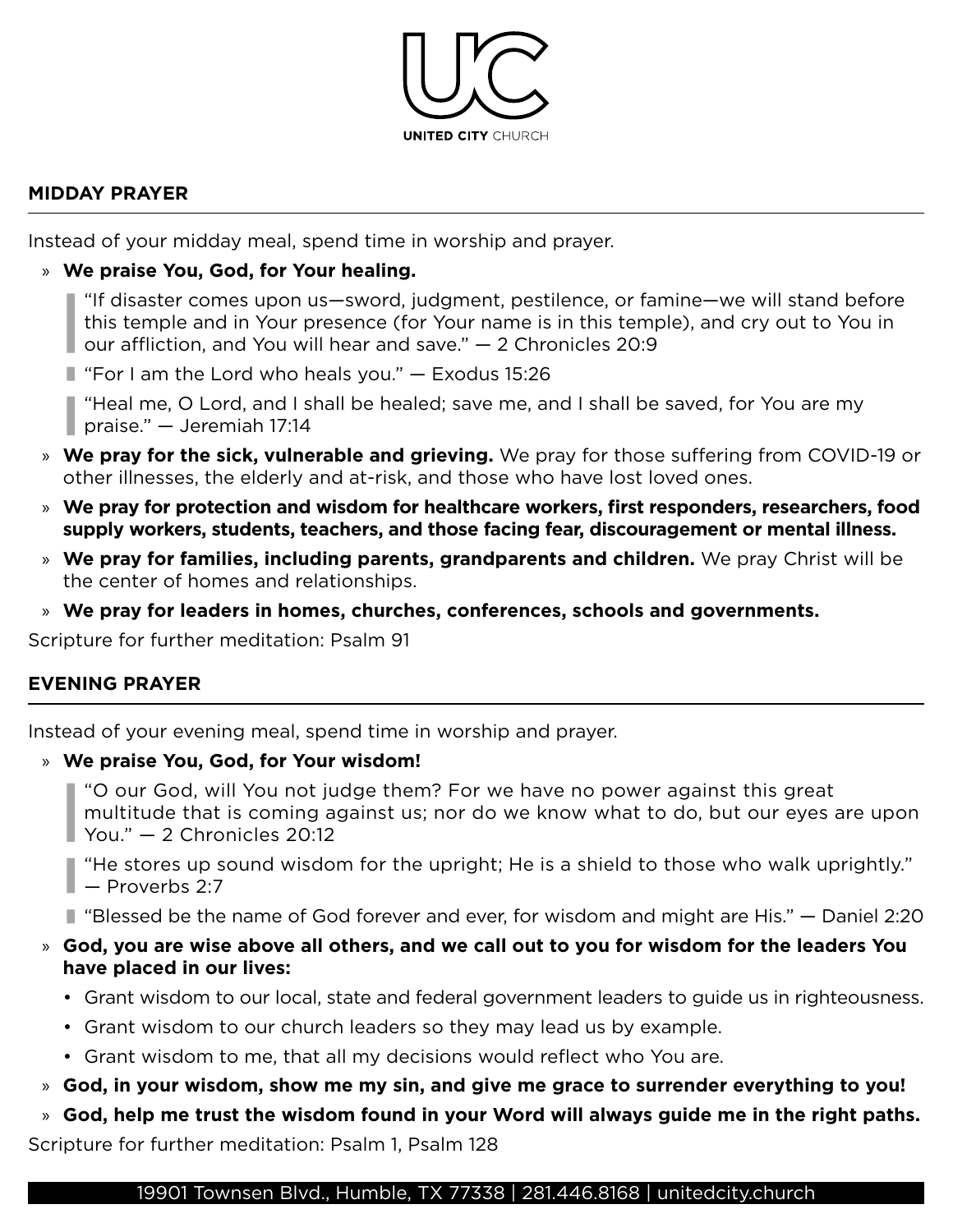**UNITED CITY CHURCH**

## MIDDAY PRAYER

Instead of your midday meal, spend time in worship and prayer.

- **We praise You, God, for Your healing.**

  > "If disaster comes upon us—sword, judgment, pestilence, or famine—we will stand before this temple and in Your presence (for Your name is in this temple), and cry out to You in our affliction, and You will hear and save." — 2 Chronicles 20:9

  > "For I am the Lord who heals you." — Exodus 15:26

  > "Heal me, O Lord, and I shall be healed; save me, and I shall be saved, for You are my praise." — Jeremiah 17:14

- **We pray for the sick, vulnerable and grieving.** We pray for those suffering from COVID-19 or other illnesses, the elderly and at-risk, and those who have lost loved ones.
- **We pray for protection and wisdom for healthcare workers, first responders, researchers, food supply workers, students, teachers, and those facing fear, discouragement or mental illness.**
- **We pray for families, including parents, grandparents and children.** We pray Christ will be the center of homes and relationships.
- **We pray for leaders in homes, churches, conferences, schools and governments.**

Scripture for further meditation: Psalm 91

## EVENING PRAYER

Instead of your evening meal, spend time in worship and prayer.

- **We praise You, God, for Your wisdom!**

  > "O our God, will You not judge them? For we have no power against this great multitude that is coming against us; nor do we know what to do, but our eyes are upon You." — 2 Chronicles 20:12

  > "He stores up sound wisdom for the upright; He is a shield to those who walk uprightly." — Proverbs 2:7

  > "Blessed be the name of God forever and ever, for wisdom and might are His." — Daniel 2:20

- **God, you are wise above all others, and we call out to you for wisdom for the leaders You have placed in our lives:**
  - Grant wisdom to our local, state and federal government leaders to guide us in righteousness.
  - Grant wisdom to our church leaders so they may lead us by example.
  - Grant wisdom to me, that all my decisions would reflect who You are.
- **God, in your wisdom, show me my sin, and give me grace to surrender everything to you!**
- **God, help me trust the wisdom found in your Word will always guide me in the right paths.**

Scripture for further meditation: Psalm 1, Psalm 128

19901 Townsen Blvd., Humble, TX 77338 | 281.446.8168 | unitedcity.church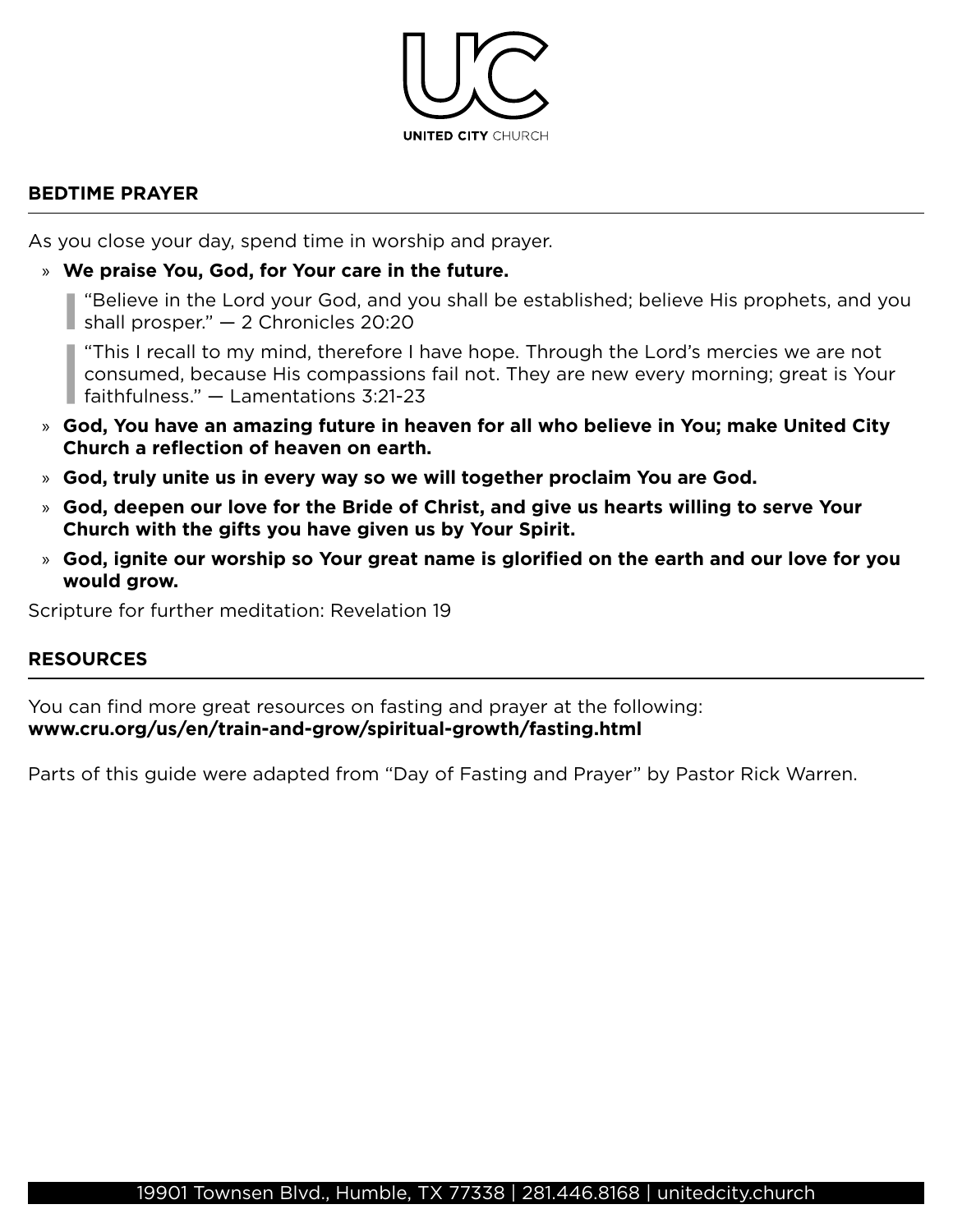## BEDTIME PRAYER

As you close your day, spend time in worship and prayer.

- **We praise You, God, for Your care in the future.**

  > "Believe in the Lord your God, and you shall be established; believe His prophets, and you shall prosper." — 2 Chronicles 20:20

  > "This I recall to my mind, therefore I have hope. Through the Lord's mercies we are not consumed, because His compassions fail not. They are new every morning; great is Your faithfulness." — Lamentations 3:21-23

- **God, You have an amazing future in heaven for all who believe in You; make United City Church a reflection of heaven on earth.**
- **God, truly unite us in every way so we will together proclaim You are God.**
- **God, deepen our love for the Bride of Christ, and give us hearts willing to serve Your Church with the gifts you have given us by Your Spirit.**
- **God, ignite our worship so Your great name is glorified on the earth and our love for you would grow.**

Scripture for further meditation: Revelation 19

## RESOURCES

You can find more great resources on fasting and prayer at the following:
**www.cru.org/us/en/train-and-grow/spiritual-growth/fasting.html**

Parts of this guide were adapted from "Day of Fasting and Prayer" by Pastor Rick Warren.